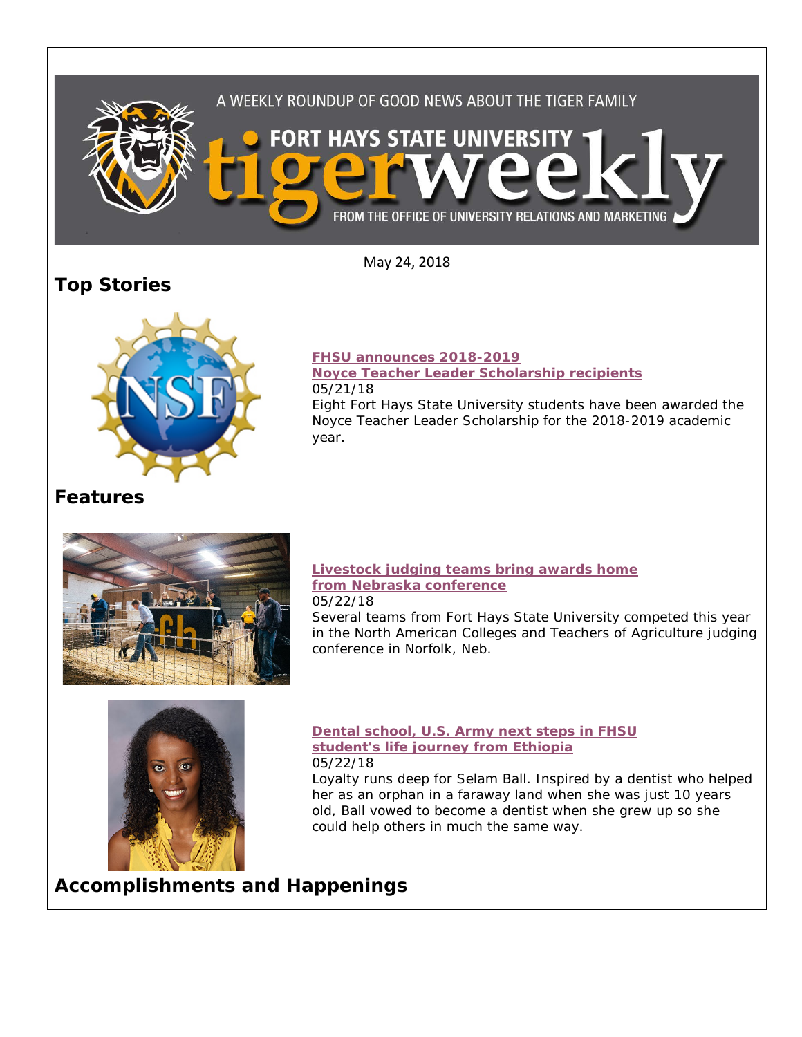A WEEKLY ROUNDUP OF GOOD NEWS ABOUT THE TIGER FAMILY

# FORT HAYS STATE UNIVERSITY tigerweekly

FROM THE OFFICE OF UNIVERSITY RELATIONS AND MARKETING

May 24, 2018

## Top Stories

**FHSU announces 2018-2019 Noyce Teacher Leader Scholarship recipients**
05/21/18
Eight Fort Hays State University students have been awarded the Noyce Teacher Leader Scholarship for the 2018-2019 academic year.

## Features

**Livestock judging teams bring awards home from Nebraska conference**
05/22/18
Several teams from Fort Hays State University competed this year in the North American Colleges and Teachers of Agriculture judging conference in Norfolk, Neb.

**Dental school, U.S. Army next steps in FHSU student's life journey from Ethiopia**
05/22/18
Loyalty runs deep for Selam Ball. Inspired by a dentist who helped her as an orphan in a faraway land when she was just 10 years old, Ball vowed to become a dentist when she grew up so she could help others in much the same way.

## Accomplishments and Happenings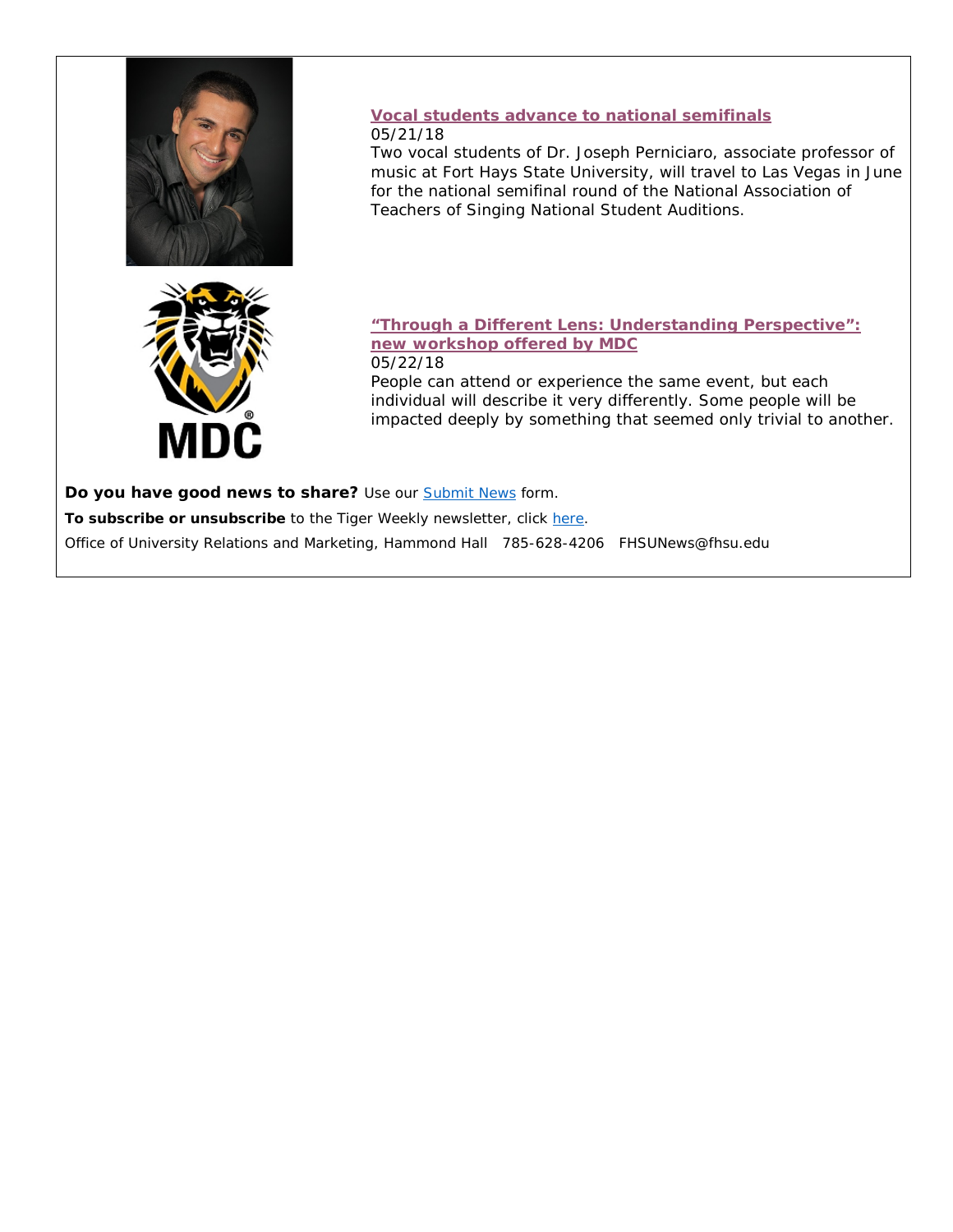**Vocal students advance to national semifinals**
05/21/18
Two vocal students of Dr. Joseph Perniciaro, associate professor of music at Fort Hays State University, will travel to Las Vegas in June for the national semifinal round of the National Association of Teachers of Singing National Student Auditions.

**"Through a Different Lens: Understanding Perspective": new workshop offered by MDC**
05/22/18
People can attend or experience the same event, but each individual will describe it very differently. Some people will be impacted deeply by something that seemed only trivial to another.

**Do you have good news to share?** Use our Submit News form.

**To subscribe or unsubscribe** to the Tiger Weekly newsletter, click here.

Office of University Relations and Marketing, Hammond Hall 785-628-4206 FHSUNews@fhsu.edu